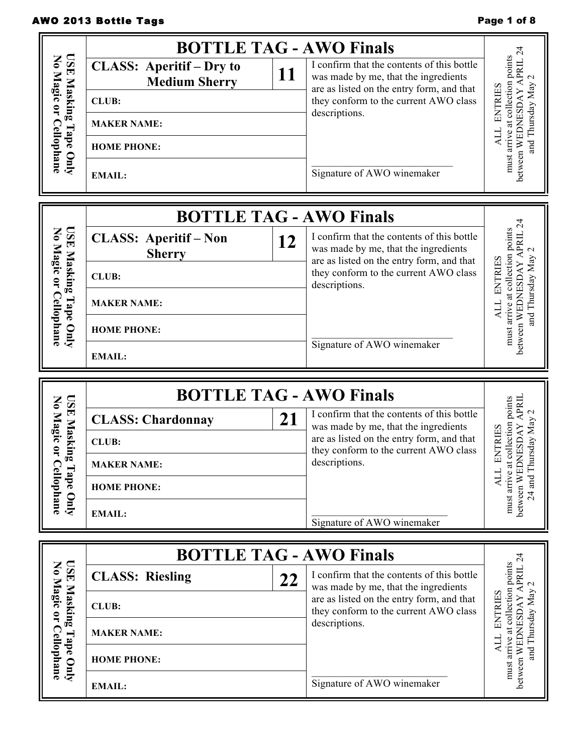## BOTTLE TAG - AWO Finals

USE Masking Tape Only
No Magic or Cellophane

| CLASS: Aperitif – Dry to Medium Sherry | 11 | I confirm that the contents of this bottle was made by me, that the ingredients are as listed on the entry form, and that they conform to the current AWO class descriptions. |
|---|---|---|
| CLUB: | | |
| MAKER NAME: | | |
| HOME PHONE: | | |
| EMAIL: | | ____________________________ Signature of AWO winemaker |

ALL ENTRIES must arrive at collection points between WEDNESDAY APRIL 24 and Thursday May 2

## BOTTLE TAG - AWO Finals

USE Masking Tape Only
No Magic or Cellophane

| CLASS: Aperitif – Non Sherry | 12 | I confirm that the contents of this bottle was made by me, that the ingredients are as listed on the entry form, and that they conform to the current AWO class descriptions. |
|---|---|---|
| CLUB: | | |
| MAKER NAME: | | |
| HOME PHONE: | | |
| EMAIL: | | ____________________________ Signature of AWO winemaker |

ALL ENTRIES must arrive at collection points between WEDNESDAY APRIL 24 and Thursday May 2

## BOTTLE TAG - AWO Finals

USE Masking Tape Only
No Magic or Cellophane

| CLASS: Chardonnay | 21 | I confirm that the contents of this bottle was made by me, that the ingredients are as listed on the entry form, and that they conform to the current AWO class descriptions. |
|---|---|---|
| CLUB: | | |
| MAKER NAME: | | |
| HOME PHONE: | | |
| EMAIL: | | ____________________________ Signature of AWO winemaker |

ALL ENTRIES must arrive at collection points between WEDNESDAY APRIL 24 and Thursday May 2

## BOTTLE TAG - AWO Finals

USE Masking Tape Only
No Magic or Cellophane

| CLASS: Riesling | 22 | I confirm that the contents of this bottle was made by me, that the ingredients are as listed on the entry form, and that they conform to the current AWO class descriptions. |
|---|---|---|
| CLUB: | | |
| MAKER NAME: | | |
| HOME PHONE: | | |
| EMAIL: | | ____________________________ Signature of AWO winemaker |

ALL ENTRIES must arrive at collection points between WEDNESDAY APRIL 24 and Thursday May 2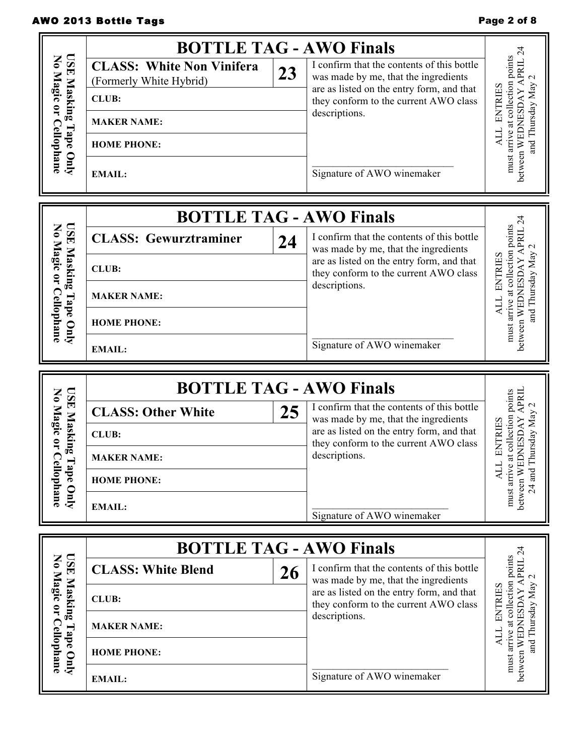## BOTTLE TAG - AWO Finals

USE Masking Tape Only
No Magic or Cellophane

| **CLASS: White Non Vinifera** (Formerly White Hybrid) | **23** |
|---|---|
| **CLUB:** | |
| **MAKER NAME:** | |
| **HOME PHONE:** | |
| **EMAIL:** | |

I confirm that the contents of this bottle was made by me, that the ingredients are as listed on the entry form, and that they conform to the current AWO class descriptions.

\_\_\_\_\_\_\_\_\_\_\_\_\_\_\_\_\_\_\_\_\_\_\_\_\_\_\_\_

Signature of AWO winemaker

ALL ENTRIES must arrive at collection points between WEDNESDAY APRIL 24 and Thursday May 2

## BOTTLE TAG - AWO Finals

USE Masking Tape Only
No Magic or Cellophane

| **CLASS: Gewurztraminer** | **24** |
|---|---|
| **CLUB:** | |
| **MAKER NAME:** | |
| **HOME PHONE:** | |
| **EMAIL:** | |

I confirm that the contents of this bottle was made by me, that the ingredients are as listed on the entry form, and that they conform to the current AWO class descriptions.

\_\_\_\_\_\_\_\_\_\_\_\_\_\_\_\_\_\_\_\_\_\_\_\_\_\_\_\_

Signature of AWO winemaker

ALL ENTRIES must arrive at collection points between WEDNESDAY APRIL 24 and Thursday May 2

## BOTTLE TAG - AWO Finals

USE Masking Tape Only
No Magic or Cellophane

| **CLASS: Other White** | **25** |
|---|---|
| **CLUB:** | |
| **MAKER NAME:** | |
| **HOME PHONE:** | |
| **EMAIL:** | |

I confirm that the contents of this bottle was made by me, that the ingredients are as listed on the entry form, and that they conform to the current AWO class descriptions.

\_\_\_\_\_\_\_\_\_\_\_\_\_\_\_\_\_\_\_\_\_\_\_\_\_\_\_\_

Signature of AWO winemaker

ALL ENTRIES must arrive at collection points between WEDNESDAY APRIL 24 and Thursday May 2

## BOTTLE TAG - AWO Finals

USE Masking Tape Only
No Magic or Cellophane

| **CLASS: White Blend** | **26** |
|---|---|
| **CLUB:** | |
| **MAKER NAME:** | |
| **HOME PHONE:** | |
| **EMAIL:** | |

I confirm that the contents of this bottle was made by me, that the ingredients are as listed on the entry form, and that they conform to the current AWO class descriptions.

\_\_\_\_\_\_\_\_\_\_\_\_\_\_\_\_\_\_\_\_\_\_\_\_\_\_\_\_

Signature of AWO winemaker

ALL ENTRIES must arrive at collection points between WEDNESDAY APRIL 24 and Thursday May 2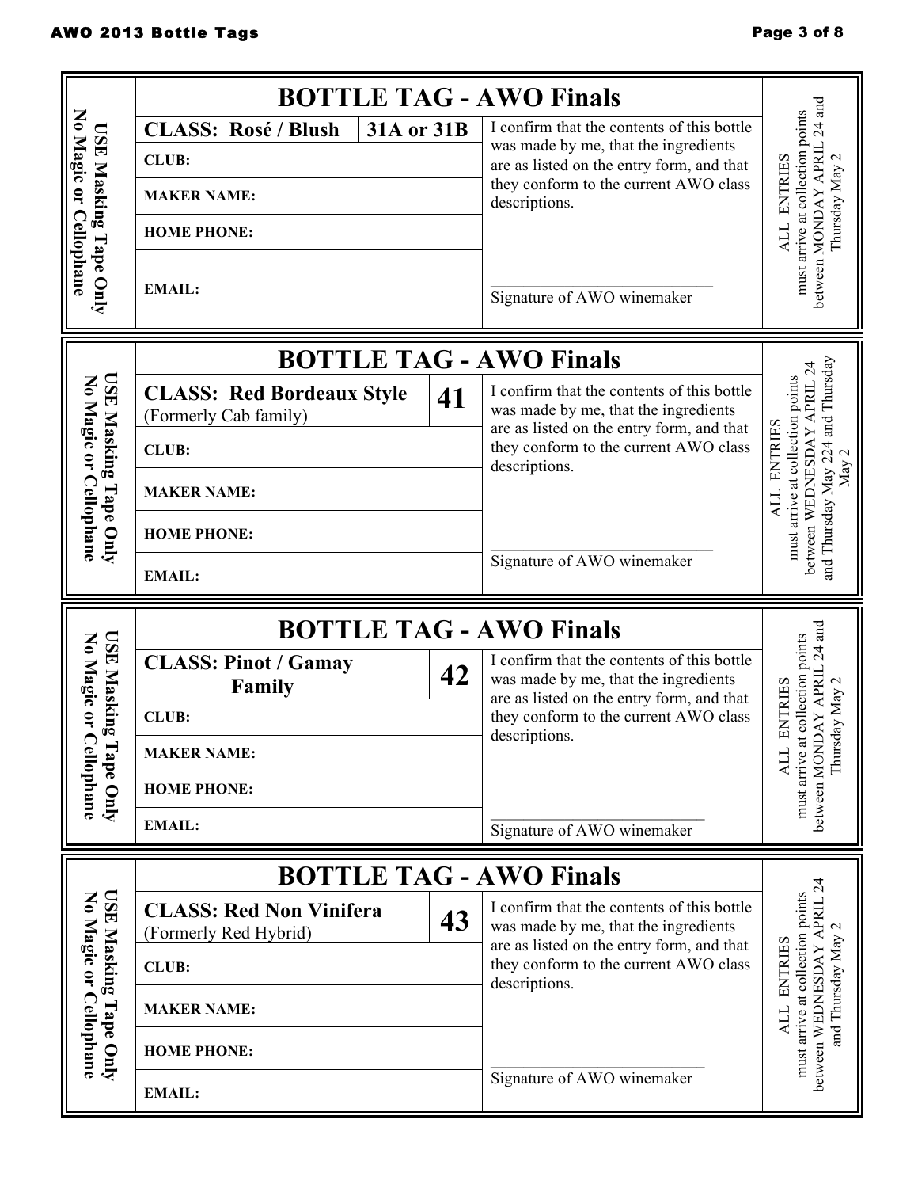## BOTTLE TAG - AWO Finals

**USE Masking Tape Only**
**No Magic or Cellophane**

| **CLASS: Rosé / Blush** | **31A or 31B** |
|---|---|
| **CLUB:** | |
| **MAKER NAME:** | |
| **HOME PHONE:** | |
| **EMAIL:** | |

I confirm that the contents of this bottle was made by me, that the ingredients are as listed on the entry form, and that they conform to the current AWO class descriptions.

\_\_\_\_\_\_\_\_\_\_\_\_\_\_\_\_\_\_\_\_\_\_\_\_\_\_\_\_
Signature of AWO winemaker

ALL ENTRIES must arrive at collection points between MONDAY APRIL 24 and Thursday May 2

## BOTTLE TAG - AWO Finals

**USE Masking Tape Only**
**No Magic or Cellophane**

| **CLASS: Red Bordeaux Style** (Formerly Cab family) | **41** |
|---|---|
| **CLUB:** | |
| **MAKER NAME:** | |
| **HOME PHONE:** | |
| **EMAIL:** | |

I confirm that the contents of this bottle was made by me, that the ingredients are as listed on the entry form, and that they conform to the current AWO class descriptions.

\_\_\_\_\_\_\_\_\_\_\_\_\_\_\_\_\_\_\_\_\_\_\_\_\_\_\_\_
Signature of AWO winemaker

ALL ENTRIES must arrive at collection points between WEDNESDAY APRIL 24 and Thursday May 224 and Thursday May 2

## BOTTLE TAG - AWO Finals

**USE Masking Tape Only**
**No Magic or Cellophane**

| **CLASS: Pinot / Gamay Family** | **42** |
|---|---|
| **CLUB:** | |
| **MAKER NAME:** | |
| **HOME PHONE:** | |
| **EMAIL:** | |

I confirm that the contents of this bottle was made by me, that the ingredients are as listed on the entry form, and that they conform to the current AWO class descriptions.

\_\_\_\_\_\_\_\_\_\_\_\_\_\_\_\_\_\_\_\_\_\_\_\_\_\_\_\_
Signature of AWO winemaker

ALL ENTRIES must arrive at collection points between MONDAY APRIL 24 and Thursday May 2

## BOTTLE TAG - AWO Finals

**USE Masking Tape Only**
**No Magic or Cellophane**

| **CLASS: Red Non Vinifera** (Formerly Red Hybrid) | **43** |
|---|---|
| **CLUB:** | |
| **MAKER NAME:** | |
| **HOME PHONE:** | |
| **EMAIL:** | |

I confirm that the contents of this bottle was made by me, that the ingredients are as listed on the entry form, and that they conform to the current AWO class descriptions.

\_\_\_\_\_\_\_\_\_\_\_\_\_\_\_\_\_\_\_\_\_\_\_\_\_\_\_\_
Signature of AWO winemaker

ALL ENTRIES must arrive at collection points between WEDNESDAY APRIL 24 and Thursday May 2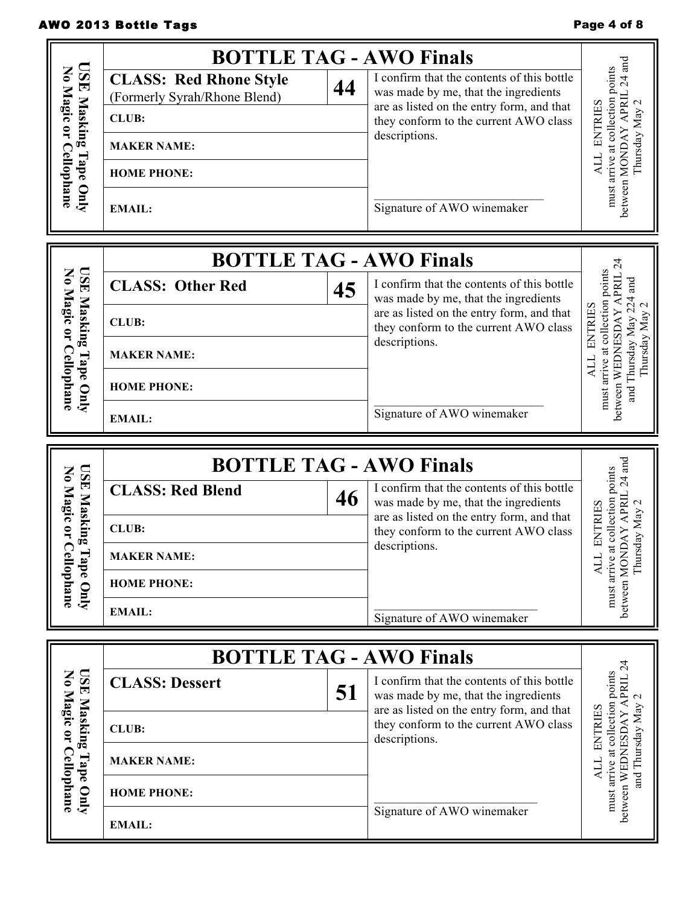## BOTTLE TAG - AWO Finals

**USE Masking Tape Only**
**No Magic or Cellophane**

| **CLASS: Red Rhone Style** (Formerly Syrah/Rhone Blend) | **44** |
|---|---|
| **CLUB:** | |
| **MAKER NAME:** | |
| **HOME PHONE:** | |
| **EMAIL:** | |

I confirm that the contents of this bottle was made by me, that the ingredients are as listed on the entry form, and that they conform to the current AWO class descriptions.

\_\_\_\_\_\_\_\_\_\_\_\_\_\_\_\_\_\_\_\_\_\_\_\_\_\_\_\_
Signature of AWO winemaker

ALL ENTRIES must arrive at collection points between MONDAY APRIL 24 and Thursday May 2

---

## BOTTLE TAG - AWO Finals

**USE Masking Tape Only**
**No Magic or Cellophane**

| **CLASS: Other Red** | **45** |
|---|---|
| **CLUB:** | |
| **MAKER NAME:** | |
| **HOME PHONE:** | |
| **EMAIL:** | |

I confirm that the contents of this bottle was made by me, that the ingredients are as listed on the entry form, and that they conform to the current AWO class descriptions.

\_\_\_\_\_\_\_\_\_\_\_\_\_\_\_\_\_\_\_\_\_\_\_\_\_\_\_\_
Signature of AWO winemaker

ALL ENTRIES must arrive at collection points between WEDNESDAY APRIL 24 and Thursday May 224 and Thursday May 2

---

## BOTTLE TAG - AWO Finals

**USE Masking Tape Only**
**No Magic or Cellophane**

| **CLASS: Red Blend** | **46** |
|---|---|
| **CLUB:** | |
| **MAKER NAME:** | |
| **HOME PHONE:** | |
| **EMAIL:** | |

I confirm that the contents of this bottle was made by me, that the ingredients are as listed on the entry form, and that they conform to the current AWO class descriptions.

\_\_\_\_\_\_\_\_\_\_\_\_\_\_\_\_\_\_\_\_\_\_\_\_\_\_\_\_
Signature of AWO winemaker

ALL ENTRIES must arrive at collection points between MONDAY APRIL 24 and Thursday May 2

---

## BOTTLE TAG - AWO Finals

**USE Masking Tape Only**
**No Magic or Cellophane**

| **CLASS: Dessert** | **51** |
|---|---|
| **CLUB:** | |
| **MAKER NAME:** | |
| **HOME PHONE:** | |
| **EMAIL:** | |

I confirm that the contents of this bottle was made by me, that the ingredients are as listed on the entry form, and that they conform to the current AWO class descriptions.

\_\_\_\_\_\_\_\_\_\_\_\_\_\_\_\_\_\_\_\_\_\_\_\_\_\_\_\_
Signature of AWO winemaker

ALL ENTRIES must arrive at collection points between WEDNESDAY APRIL 24 and Thursday May 2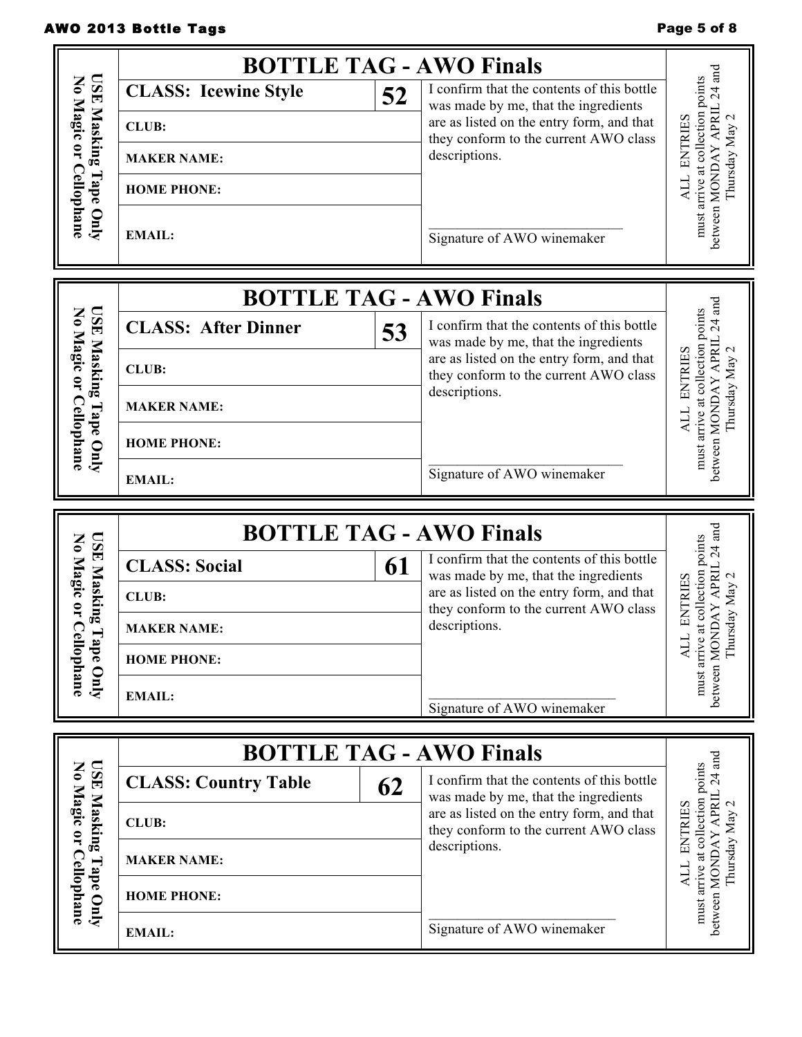## BOTTLE TAG - AWO Finals

USE Masking Tape Only
No Magic or Cellophane

| **CLASS: Icewine Style** | **52** |
| --- | --- |
| **CLUB:** | |
| **MAKER NAME:** | |
| **HOME PHONE:** | |
| **EMAIL:** | |

I confirm that the contents of this bottle was made by me, that the ingredients are as listed on the entry form, and that they conform to the current AWO class descriptions.

\_\_\_\_\_\_\_\_\_\_\_\_\_\_\_\_\_\_\_\_\_\_\_\_\_\_\_\_
Signature of AWO winemaker

ALL ENTRIES must arrive at collection points between MONDAY APRIL 24 and Thursday May 2

## BOTTLE TAG - AWO Finals

USE Masking Tape Only
No Magic or Cellophane

| **CLASS: After Dinner** | **53** |
| --- | --- |
| **CLUB:** | |
| **MAKER NAME:** | |
| **HOME PHONE:** | |
| **EMAIL:** | |

I confirm that the contents of this bottle was made by me, that the ingredients are as listed on the entry form, and that they conform to the current AWO class descriptions.

\_\_\_\_\_\_\_\_\_\_\_\_\_\_\_\_\_\_\_\_\_\_\_\_\_\_\_\_
Signature of AWO winemaker

ALL ENTRIES must arrive at collection points between MONDAY APRIL 24 and Thursday May 2

## BOTTLE TAG - AWO Finals

USE Masking Tape Only
No Magic or Cellophane

| **CLASS: Social** | **61** |
| --- | --- |
| **CLUB:** | |
| **MAKER NAME:** | |
| **HOME PHONE:** | |
| **EMAIL:** | |

I confirm that the contents of this bottle was made by me, that the ingredients are as listed on the entry form, and that they conform to the current AWO class descriptions.

\_\_\_\_\_\_\_\_\_\_\_\_\_\_\_\_\_\_\_\_\_\_\_\_\_\_\_\_
Signature of AWO winemaker

ALL ENTRIES must arrive at collection points between MONDAY APRIL 24 and Thursday May 2

## BOTTLE TAG - AWO Finals

USE Masking Tape Only
No Magic or Cellophane

| **CLASS: Country Table** | **62** |
| --- | --- |
| **CLUB:** | |
| **MAKER NAME:** | |
| **HOME PHONE:** | |
| **EMAIL:** | |

I confirm that the contents of this bottle was made by me, that the ingredients are as listed on the entry form, and that they conform to the current AWO class descriptions.

\_\_\_\_\_\_\_\_\_\_\_\_\_\_\_\_\_\_\_\_\_\_\_\_\_\_\_\_
Signature of AWO winemaker

ALL ENTRIES must arrive at collection points between MONDAY APRIL 24 and Thursday May 2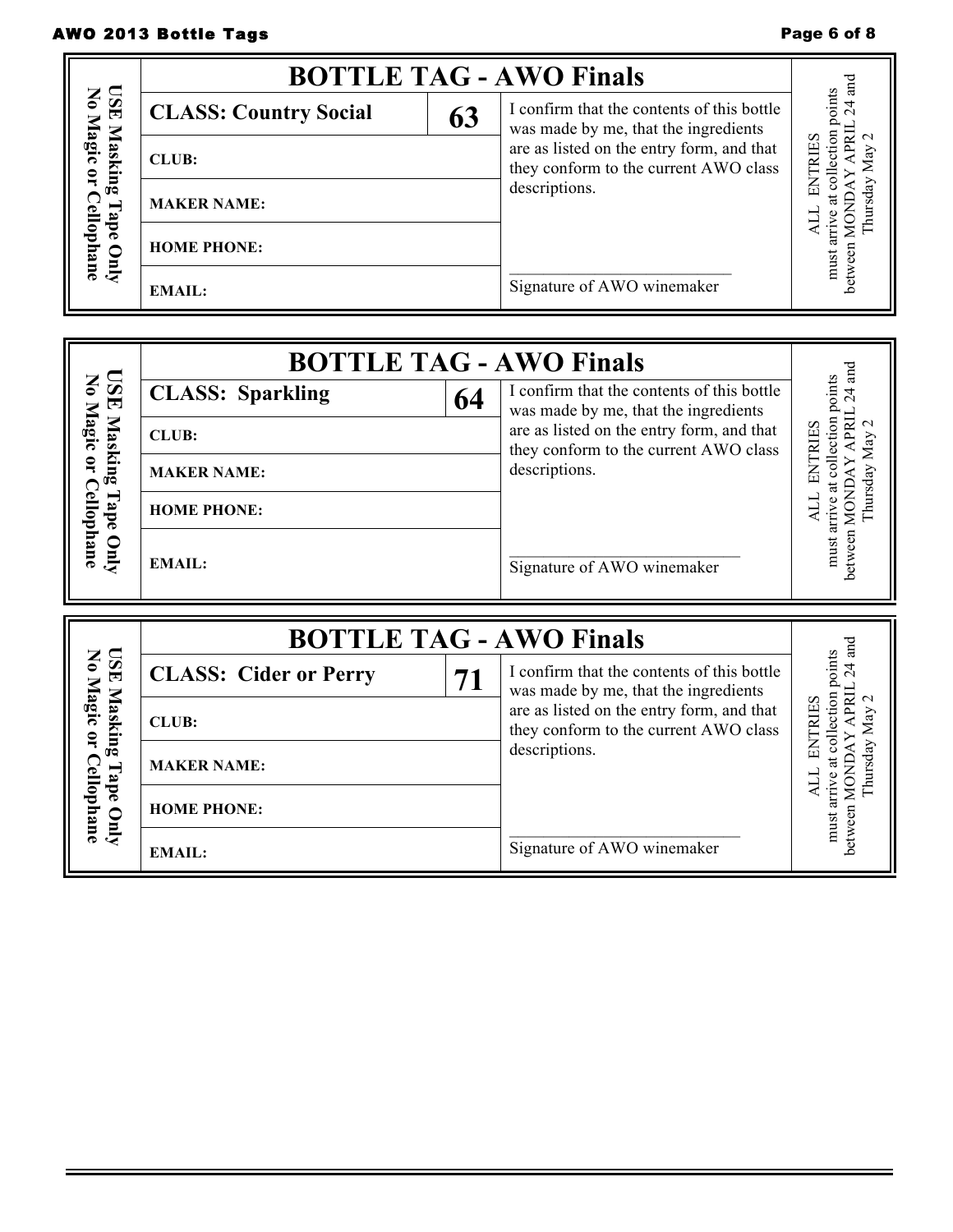## BOTTLE TAG - AWO Finals

USE Masking Tape Only
No Magic or Cellophane

| CLASS: Country Social | 63 | I confirm that the contents of this bottle was made by me, that the ingredients are as listed on the entry form, and that they conform to the current AWO class descriptions. |
|---|---|---|
| CLUB: | | |
| MAKER NAME: | | |
| HOME PHONE: | | |
| EMAIL: | | ___________________________ Signature of AWO winemaker |

ALL ENTRIES must arrive at collection points between MONDAY APRIL 24 and Thursday May 2

## BOTTLE TAG - AWO Finals

USE Masking Tape Only
No Magic or Cellophane

| CLASS: Sparkling | 64 | I confirm that the contents of this bottle was made by me, that the ingredients are as listed on the entry form, and that they conform to the current AWO class descriptions. |
|---|---|---|
| CLUB: | | |
| MAKER NAME: | | |
| HOME PHONE: | | |
| EMAIL: | | ___________________________ Signature of AWO winemaker |

ALL ENTRIES must arrive at collection points between MONDAY APRIL 24 and Thursday May 2

## BOTTLE TAG - AWO Finals

USE Masking Tape Only
No Magic or Cellophane

| CLASS: Cider or Perry | 71 | I confirm that the contents of this bottle was made by me, that the ingredients are as listed on the entry form, and that they conform to the current AWO class descriptions. |
|---|---|---|
| CLUB: | | |
| MAKER NAME: | | |
| HOME PHONE: | | |
| EMAIL: | | ___________________________ Signature of AWO winemaker |

ALL ENTRIES must arrive at collection points between MONDAY APRIL 24 and Thursday May 2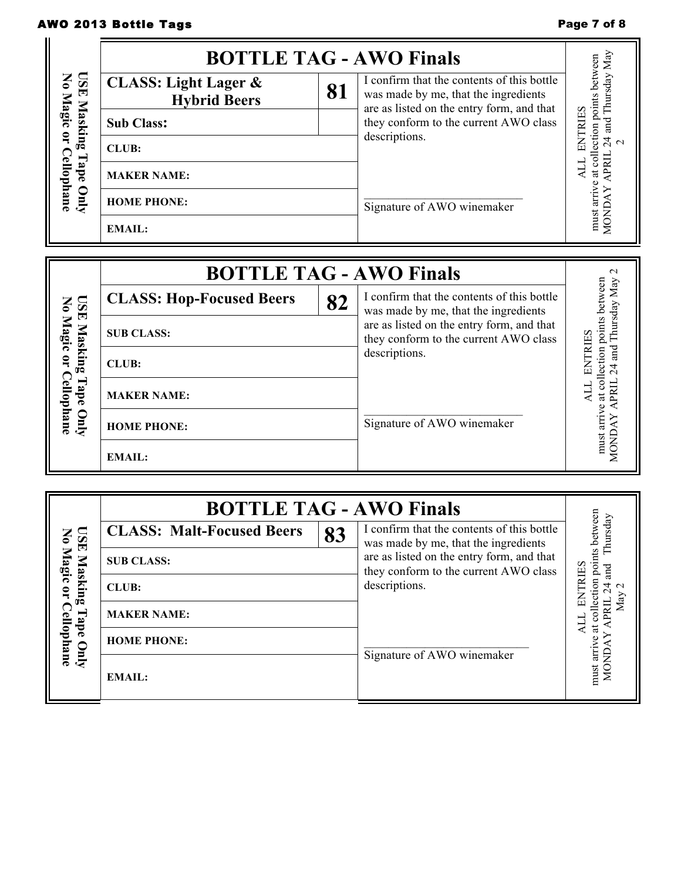## BOTTLE TAG - AWO Finals

USE Masking Tape Only
No Magic or Cellophane

| **CLASS: Light Lager & Hybrid Beers** | **81** |
|---|---|
| **Sub Class:** | |
| **CLUB:** | |
| **MAKER NAME:** | |
| **HOME PHONE:** | |
| **EMAIL:** | |

I confirm that the contents of this bottle was made by me, that the ingredients are as listed on the entry form, and that they conform to the current AWO class descriptions.

\_\_\_\_\_\_\_\_\_\_\_\_\_\_\_\_\_\_\_\_\_\_\_\_\_\_\_\_

Signature of AWO winemaker

ALL ENTRIES must arrive at collection points between MONDAY APRIL 24 and Thursday May 2

## BOTTLE TAG - AWO Finals

USE Masking Tape Only
No Magic or Cellophane

| **CLASS: Hop-Focused Beers** | **82** |
|---|---|
| **SUB CLASS:** | |
| **CLUB:** | |
| **MAKER NAME:** | |
| **HOME PHONE:** | |
| **EMAIL:** | |

I confirm that the contents of this bottle was made by me, that the ingredients are as listed on the entry form, and that they conform to the current AWO class descriptions.

\_\_\_\_\_\_\_\_\_\_\_\_\_\_\_\_\_\_\_\_\_\_\_\_\_\_\_\_

Signature of AWO winemaker

ALL ENTRIES must arrive at collection points between MONDAY APRIL 24 and Thursday May 2

## BOTTLE TAG - AWO Finals

USE Masking Tape Only
No Magic or Cellophane

| **CLASS: Malt-Focused Beers** | **83** |
|---|---|
| **SUB CLASS:** | |
| **CLUB:** | |
| **MAKER NAME:** | |
| **HOME PHONE:** | |
| **EMAIL:** | |

I confirm that the contents of this bottle was made by me, that the ingredients are as listed on the entry form, and that they conform to the current AWO class descriptions.

\_\_\_\_\_\_\_\_\_\_\_\_\_\_\_\_\_\_\_\_\_\_\_\_\_\_\_\_

Signature of AWO winemaker

ALL ENTRIES must arrive at collection points between MONDAY APRIL 24 and Thursday May 2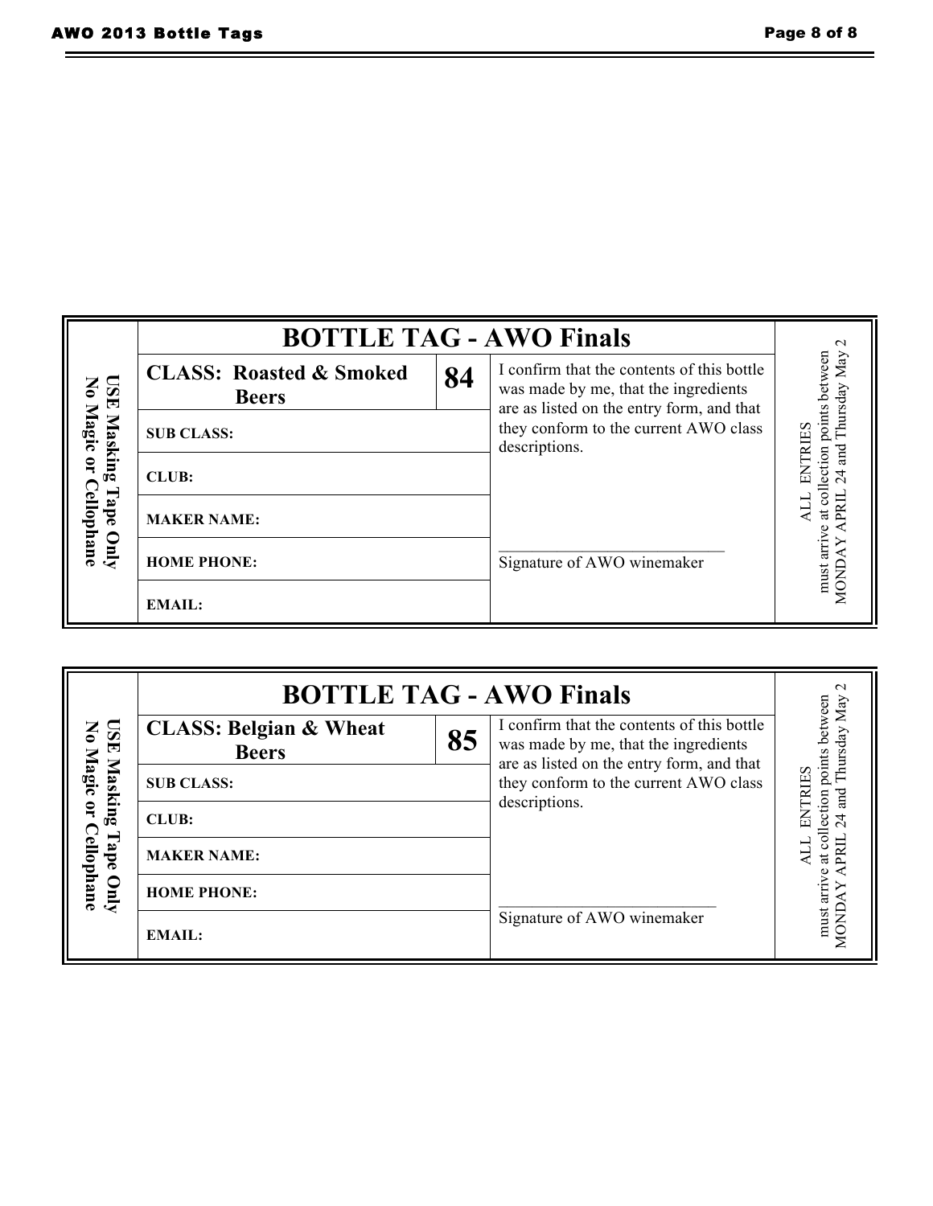## BOTTLE TAG - AWO Finals

**USE Masking Tape Only**
**No Magic or Cellophane**

| | | |
|---|---|---|
| **CLASS: Roasted & Smoked Beers** | **84** | I confirm that the contents of this bottle was made by me, that the ingredients are as listed on the entry form, and that they conform to the current AWO class descriptions. |
| **SUB CLASS:** | | |
| **CLUB:** | | |
| **MAKER NAME:** | | |
| **HOME PHONE:** | | _____________________________ Signature of AWO winemaker |
| **EMAIL:** | | |

ALL ENTRIES
must arrive at collection points between
MONDAY APRIL 24 and Thursday May 2

## BOTTLE TAG - AWO Finals

**USE Masking Tape Only**
**No Magic or Cellophane**

| | | |
|---|---|---|
| **CLASS: Belgian & Wheat Beers** | **85** | I confirm that the contents of this bottle was made by me, that the ingredients are as listed on the entry form, and that they conform to the current AWO class descriptions. |
| **SUB CLASS:** | | |
| **CLUB:** | | |
| **MAKER NAME:** | | |
| **HOME PHONE:** | | _____________________________ Signature of AWO winemaker |
| **EMAIL:** | | |

ALL ENTRIES
must arrive at collection points between
MONDAY APRIL 24 and Thursday May 2